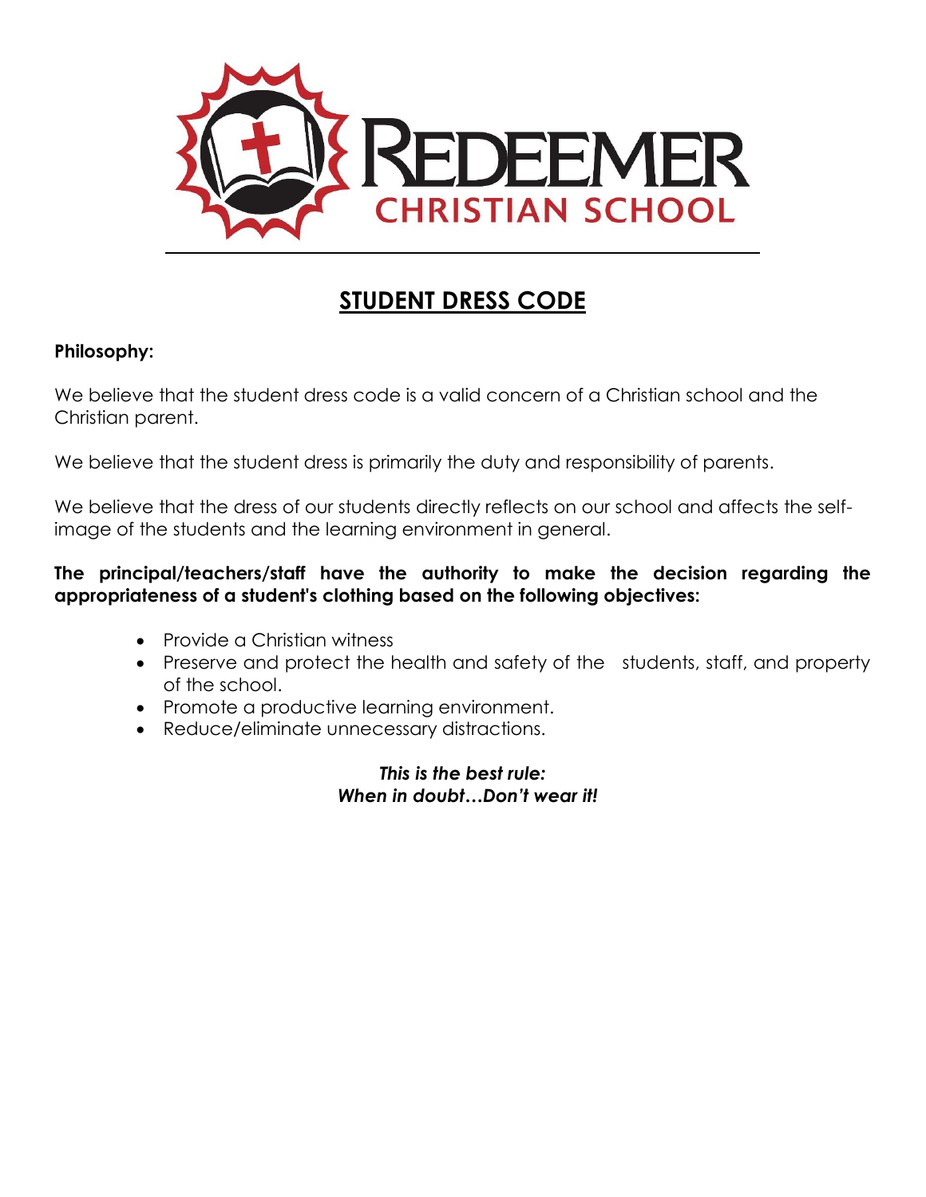REDEEMER
CHRISTIAN SCHOOL

# STUDENT DRESS CODE

**Philosophy:**

We believe that the student dress code is a valid concern of a Christian school and the Christian parent.

We believe that the student dress is primarily the duty and responsibility of parents.

We believe that the dress of our students directly reflects on our school and affects the self-image of the students and the learning environment in general.

**The principal/teachers/staff have the authority to make the decision regarding the appropriateness of a student's clothing based on the following objectives:**

- Provide a Christian witness
- Preserve and protect the health and safety of the students, staff, and property of the school.
- Promote a productive learning environment.
- Reduce/eliminate unnecessary distractions.

***This is the best rule:***
***When in doubt…Don't wear it!***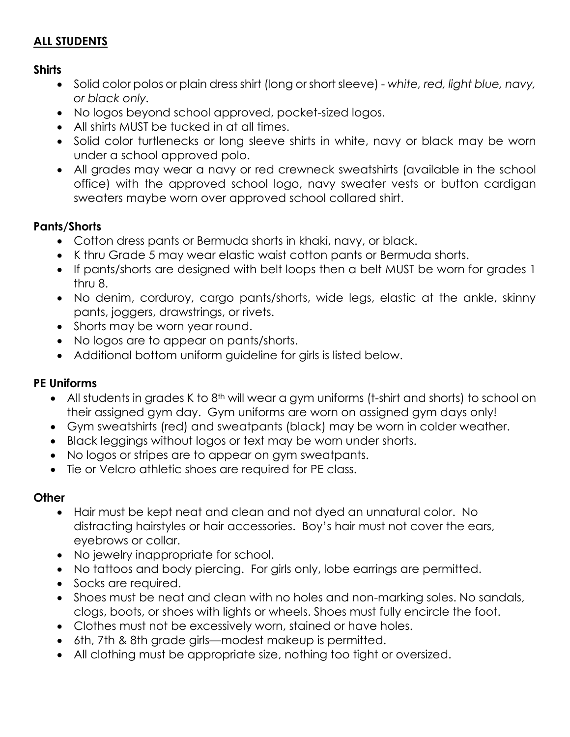## **ALL STUDENTS**

### Shirts

- Solid color polos or plain dress shirt (long or short sleeve) - *white, red, light blue, navy, or black only.*
- No logos beyond school approved, pocket-sized logos.
- All shirts MUST be tucked in at all times.
- Solid color turtlenecks or long sleeve shirts in white, navy or black may be worn under a school approved polo.
- All grades may wear a navy or red crewneck sweatshirts (available in the school office) with the approved school logo, navy sweater vests or button cardigan sweaters maybe worn over approved school collared shirt.

### Pants/Shorts

- Cotton dress pants or Bermuda shorts in khaki, navy, or black.
- K thru Grade 5 may wear elastic waist cotton pants or Bermuda shorts.
- If pants/shorts are designed with belt loops then a belt MUST be worn for grades 1 thru 8.
- No denim, corduroy, cargo pants/shorts, wide legs, elastic at the ankle, skinny pants, joggers, drawstrings, or rivets.
- Shorts may be worn year round.
- No logos are to appear on pants/shorts.
- Additional bottom uniform guideline for girls is listed below.

### PE Uniforms

- All students in grades K to 8th will wear a gym uniforms (t-shirt and shorts) to school on their assigned gym day. Gym uniforms are worn on assigned gym days only!
- Gym sweatshirts (red) and sweatpants (black) may be worn in colder weather.
- Black leggings without logos or text may be worn under shorts.
- No logos or stripes are to appear on gym sweatpants.
- Tie or Velcro athletic shoes are required for PE class.

### Other

- Hair must be kept neat and clean and not dyed an unnatural color. No distracting hairstyles or hair accessories. Boy's hair must not cover the ears, eyebrows or collar.
- No jewelry inappropriate for school.
- No tattoos and body piercing. For girls only, lobe earrings are permitted.
- Socks are required.
- Shoes must be neat and clean with no holes and non-marking soles. No sandals, clogs, boots, or shoes with lights or wheels. Shoes must fully encircle the foot.
- Clothes must not be excessively worn, stained or have holes.
- 6th, 7th & 8th grade girls—modest makeup is permitted.
- All clothing must be appropriate size, nothing too tight or oversized.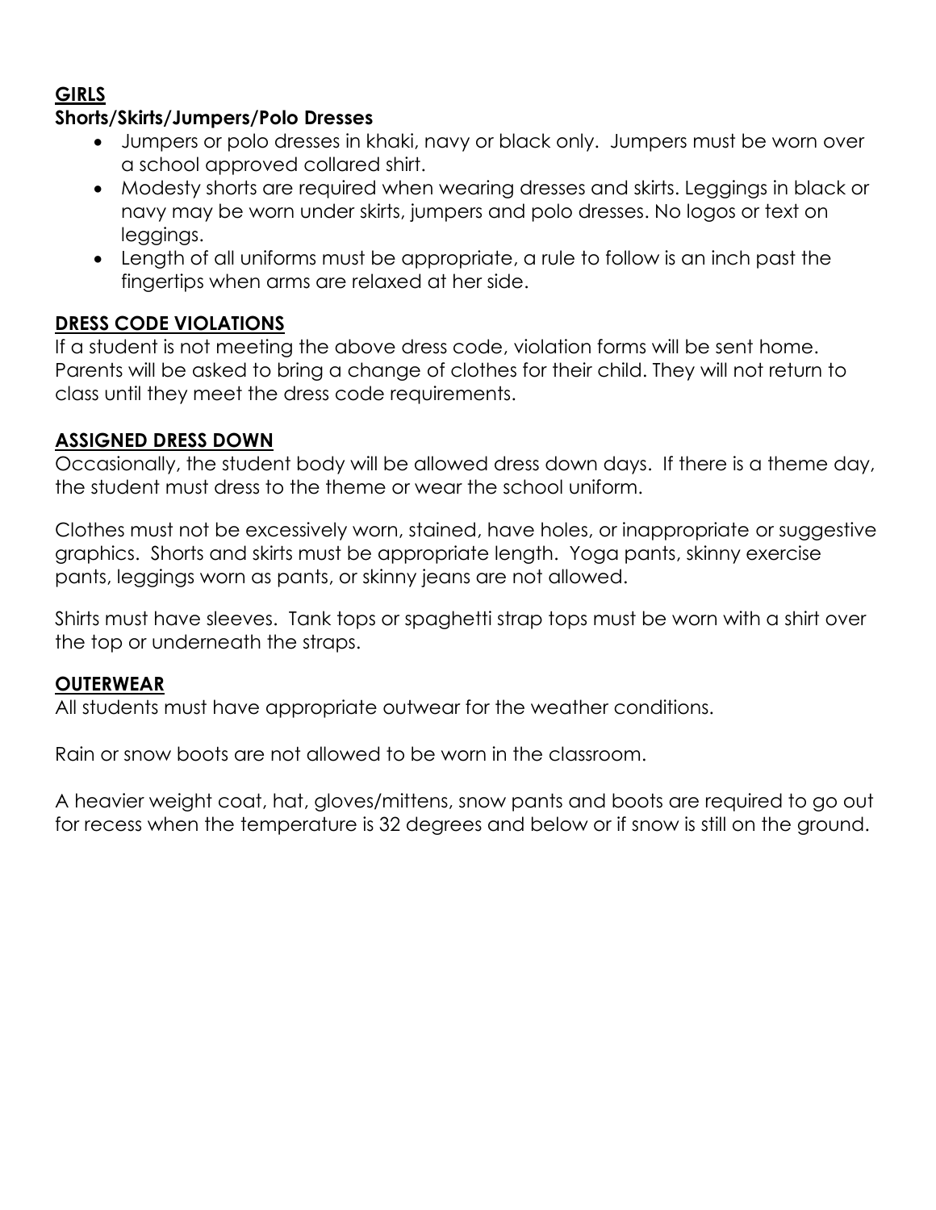## GIRLS

### Shorts/Skirts/Jumpers/Polo Dresses

- Jumpers or polo dresses in khaki, navy or black only. Jumpers must be worn over a school approved collared shirt.
- Modesty shorts are required when wearing dresses and skirts. Leggings in black or navy may be worn under skirts, jumpers and polo dresses. No logos or text on leggings.
- Length of all uniforms must be appropriate, a rule to follow is an inch past the fingertips when arms are relaxed at her side.

## DRESS CODE VIOLATIONS

If a student is not meeting the above dress code, violation forms will be sent home. Parents will be asked to bring a change of clothes for their child. They will not return to class until they meet the dress code requirements.

## ASSIGNED DRESS DOWN

Occasionally, the student body will be allowed dress down days. If there is a theme day, the student must dress to the theme or wear the school uniform.

Clothes must not be excessively worn, stained, have holes, or inappropriate or suggestive graphics. Shorts and skirts must be appropriate length. Yoga pants, skinny exercise pants, leggings worn as pants, or skinny jeans are not allowed.

Shirts must have sleeves. Tank tops or spaghetti strap tops must be worn with a shirt over the top or underneath the straps.

## OUTERWEAR

All students must have appropriate outwear for the weather conditions.

Rain or snow boots are not allowed to be worn in the classroom.

A heavier weight coat, hat, gloves/mittens, snow pants and boots are required to go out for recess when the temperature is 32 degrees and below or if snow is still on the ground.